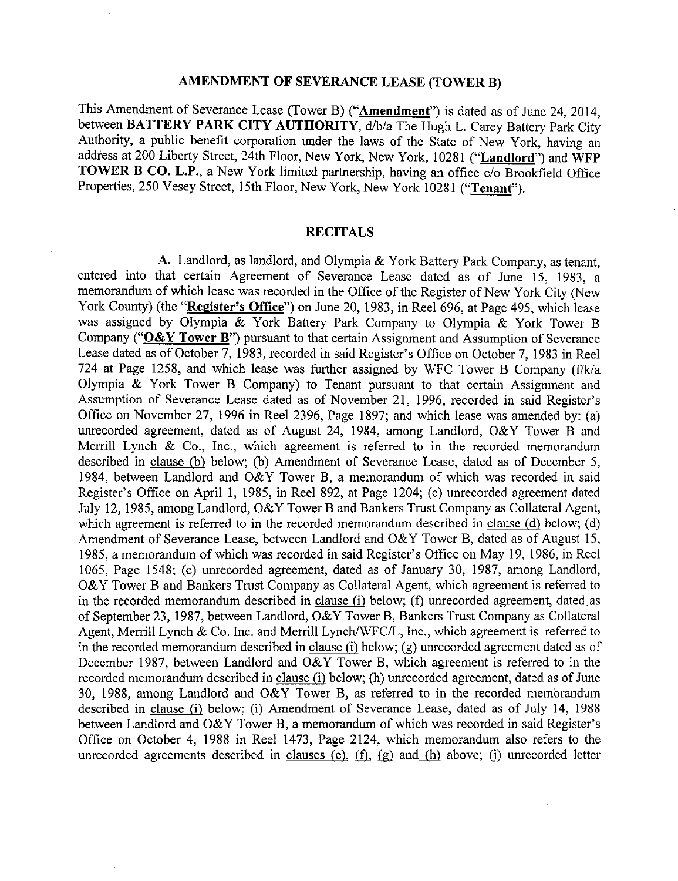## AMENDMENT OF SEVERANCE LEASE (TOWER B)

This Amendment of Severance Lease (Tower B) ("**Amendment**") is dated as of June 24, 2014, between **BATTERY PARK CITY AUTHORITY**, d/b/a The Hugh L. Carey Battery Park City Authority, a public benefit corporation under the laws of the State of New York, having an address at 200 Liberty Street, 24th Floor, New York, New York, 10281 ("**Landlord**") and **WFP TOWER B CO. L.P.**, a New York limited partnership, having an office c/o Brookfield Office Properties, 250 Vesey Street, 15th Floor, New York, New York 10281 ("**Tenant**").

### RECITALS

**A.** Landlord, as landlord, and Olympia & York Battery Park Company, as tenant, entered into that certain Agreement of Severance Lease dated as of June 15, 1983, a memorandum of which lease was recorded in the Office of the Register of New York City (New York County) (the "**Register's Office**") on June 20, 1983, in Reel 696, at Page 495, which lease was assigned by Olympia & York Battery Park Company to Olympia & York Tower B Company ("**O&Y Tower B**") pursuant to that certain Assignment and Assumption of Severance Lease dated as of October 7, 1983, recorded in said Register's Office on October 7, 1983 in Reel 724 at Page 1258, and which lease was further assigned by WFC Tower B Company (f/k/a Olympia & York Tower B Company) to Tenant pursuant to that certain Assignment and Assumption of Severance Lease dated as of November 21, 1996, recorded in said Register's Office on November 27, 1996 in Reel 2396, Page 1897; and which lease was amended by: (a) unrecorded agreement, dated as of August 24, 1984, among Landlord, O&Y Tower B and Merrill Lynch & Co., Inc., which agreement is referred to in the recorded memorandum described in clause (b) below; (b) Amendment of Severance Lease, dated as of December 5, 1984, between Landlord and O&Y Tower B, a memorandum of which was recorded in said Register's Office on April 1, 1985, in Reel 892, at Page 1204; (c) unrecorded agreement dated July 12, 1985, among Landlord, O&Y Tower B and Bankers Trust Company as Collateral Agent, which agreement is referred to in the recorded memorandum described in clause (d) below; (d) Amendment of Severance Lease, between Landlord and O&Y Tower B, dated as of August 15, 1985, a memorandum of which was recorded in said Register's Office on May 19, 1986, in Reel 1065, Page 1548; (e) unrecorded agreement, dated as of January 30, 1987, among Landlord, O&Y Tower B and Bankers Trust Company as Collateral Agent, which agreement is referred to in the recorded memorandum described in clause (i) below; (f) unrecorded agreement, dated as of September 23, 1987, between Landlord, O&Y Tower B, Bankers Trust Company as Collateral Agent, Merrill Lynch & Co. Inc. and Merrill Lynch/WFC/L, Inc., which agreement is referred to in the recorded memorandum described in clause (i) below; (g) unrecorded agreement dated as of December 1987, between Landlord and O&Y Tower B, which agreement is referred to in the recorded memorandum described in clause (i) below; (h) unrecorded agreement, dated as of June 30, 1988, among Landlord and O&Y Tower B, as referred to in the recorded memorandum described in clause (i) below; (i) Amendment of Severance Lease, dated as of July 14, 1988 between Landlord and O&Y Tower B, a memorandum of which was recorded in said Register's Office on October 4, 1988 in Reel 1473, Page 2124, which memorandum also refers to the unrecorded agreements described in clauses (e), (f), (g) and (h) above; (j) unrecorded letter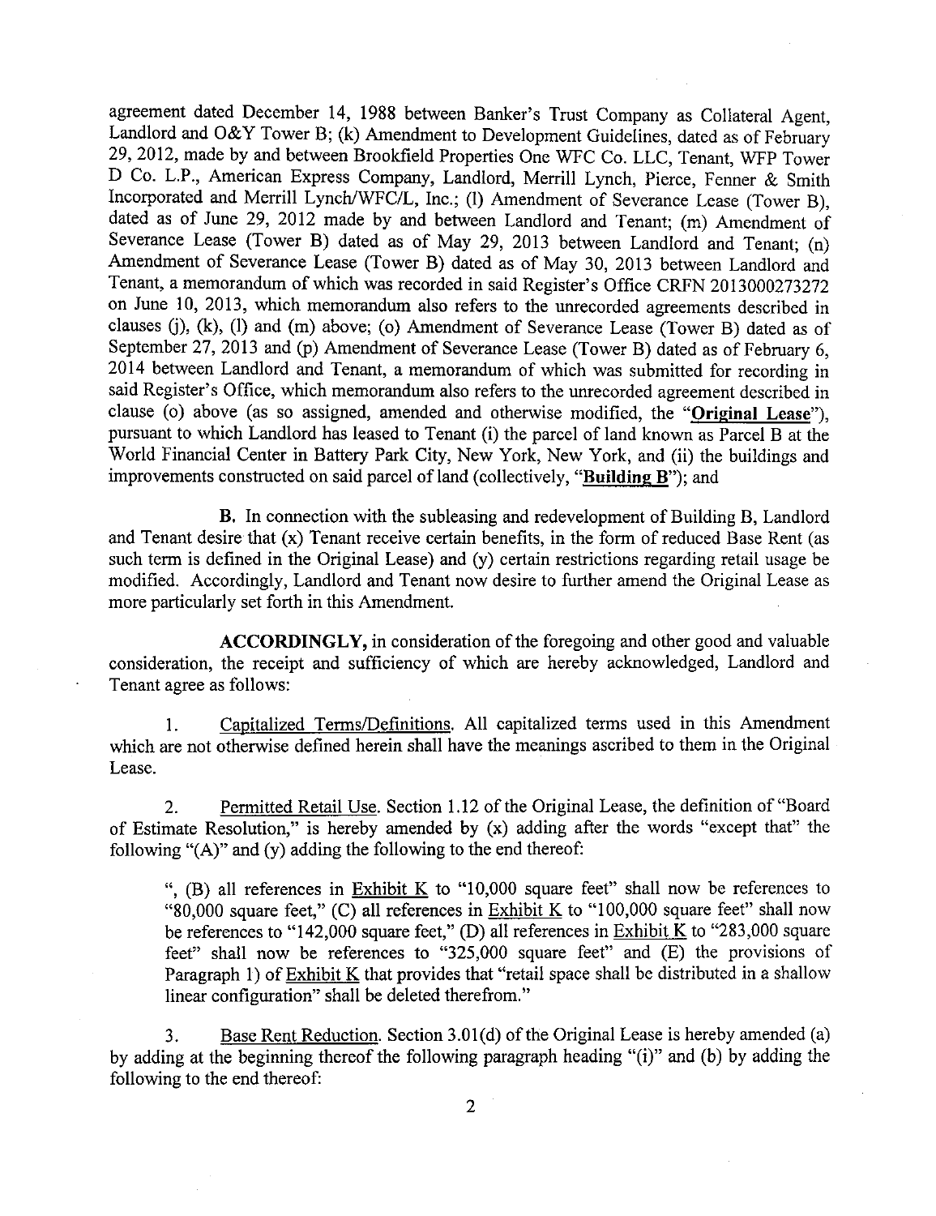agreement dated December 14, 1988 between Banker's Trust Company as Collateral Agent, Landlord and O&Y Tower B; (k) Amendment to Development Guidelines, dated as of February 29, 2012, made by and between Brookfield Properties One WFC Co. LLC, Tenant, WFP Tower D Co. L.P., American Express Company, Landlord, Merrill Lynch, Pierce, Fenner & Smith Incorporated and Merrill Lynch/WFC/L, Inc.; (l) Amendment of Severance Lease (Tower B), dated as of June 29, 2012 made by and between Landlord and Tenant; (m) Amendment of Severance Lease (Tower B) dated as of May 29, 2013 between Landlord and Tenant; (n) Amendment of Severance Lease (Tower B) dated as of May 30, 2013 between Landlord and Tenant, a memorandum of which was recorded in said Register's Office CRFN 2013000273272 on June 10, 2013, which memorandum also refers to the unrecorded agreements described in clauses (j), (k), (l) and (m) above; (o) Amendment of Severance Lease (Tower B) dated as of September 27, 2013 and (p) Amendment of Severance Lease (Tower B) dated as of February 6, 2014 between Landlord and Tenant, a memorandum of which was submitted for recording in said Register's Office, which memorandum also refers to the unrecorded agreement described in clause (o) above (as so assigned, amended and otherwise modified, the "**Original Lease**"), pursuant to which Landlord has leased to Tenant (i) the parcel of land known as Parcel B at the World Financial Center in Battery Park City, New York, New York, and (ii) the buildings and improvements constructed on said parcel of land (collectively, "**Building B**"); and

**B.** In connection with the subleasing and redevelopment of Building B, Landlord and Tenant desire that (x) Tenant receive certain benefits, in the form of reduced Base Rent (as such term is defined in the Original Lease) and (y) certain restrictions regarding retail usage be modified. Accordingly, Landlord and Tenant now desire to further amend the Original Lease as more particularly set forth in this Amendment.

**ACCORDINGLY,** in consideration of the foregoing and other good and valuable consideration, the receipt and sufficiency of which are hereby acknowledged, Landlord and Tenant agree as follows:

1. Capitalized Terms/Definitions. All capitalized terms used in this Amendment which are not otherwise defined herein shall have the meanings ascribed to them in the Original Lease.

2. Permitted Retail Use. Section 1.12 of the Original Lease, the definition of "Board of Estimate Resolution," is hereby amended by (x) adding after the words "except that" the following "(A)" and (y) adding the following to the end thereof:

", (B) all references in Exhibit K to "10,000 square feet" shall now be references to "80,000 square feet," (C) all references in Exhibit K to "100,000 square feet" shall now be references to "142,000 square feet," (D) all references in Exhibit K to "283,000 square feet" shall now be references to "325,000 square feet" and (E) the provisions of Paragraph 1) of Exhibit K that provides that "retail space shall be distributed in a shallow linear configuration" shall be deleted therefrom."

3. Base Rent Reduction. Section 3.01(d) of the Original Lease is hereby amended (a) by adding at the beginning thereof the following paragraph heading "(i)" and (b) by adding the following to the end thereof: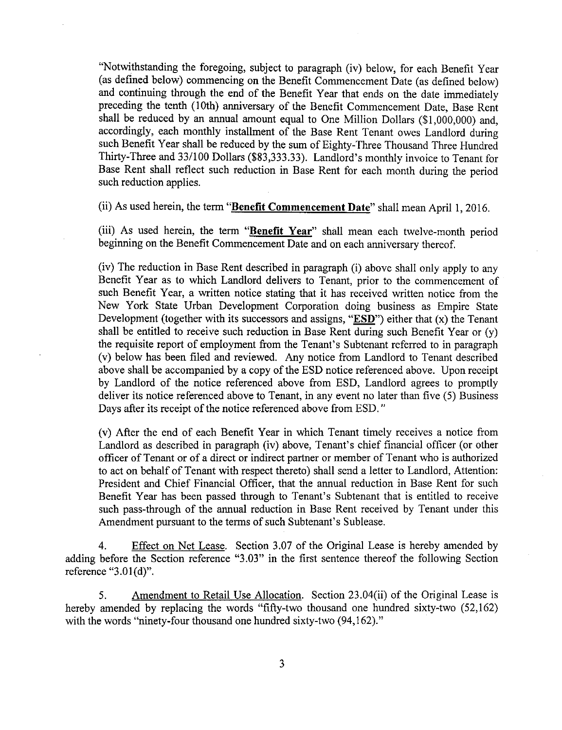"Notwithstanding the foregoing, subject to paragraph (iv) below, for each Benefit Year (as defined below) commencing on the Benefit Commencement Date (as defined below) and continuing through the end of the Benefit Year that ends on the date immediately preceding the tenth (10th) anniversary of the Benefit Commencement Date, Base Rent shall be reduced by an annual amount equal to One Million Dollars ($1,000,000) and, accordingly, each monthly installment of the Base Rent Tenant owes Landlord during such Benefit Year shall be reduced by the sum of Eighty-Three Thousand Three Hundred Thirty-Three and 33/100 Dollars ($83,333.33). Landlord's monthly invoice to Tenant for Base Rent shall reflect such reduction in Base Rent for each month during the period such reduction applies.

(ii) As used herein, the term "**Benefit Commencement Date**" shall mean April 1, 2016.

(iii) As used herein, the term "**Benefit Year**" shall mean each twelve-month period beginning on the Benefit Commencement Date and on each anniversary thereof.

(iv) The reduction in Base Rent described in paragraph (i) above shall only apply to any Benefit Year as to which Landlord delivers to Tenant, prior to the commencement of such Benefit Year, a written notice stating that it has received written notice from the New York State Urban Development Corporation doing business as Empire State Development (together with its successors and assigns, "**ESD**") either that (x) the Tenant shall be entitled to receive such reduction in Base Rent during such Benefit Year or (y) the requisite report of employment from the Tenant's Subtenant referred to in paragraph (v) below has been filed and reviewed. Any notice from Landlord to Tenant described above shall be accompanied by a copy of the ESD notice referenced above. Upon receipt by Landlord of the notice referenced above from ESD, Landlord agrees to promptly deliver its notice referenced above to Tenant, in any event no later than five (5) Business Days after its receipt of the notice referenced above from ESD."

(v) After the end of each Benefit Year in which Tenant timely receives a notice from Landlord as described in paragraph (iv) above, Tenant's chief financial officer (or other officer of Tenant or of a direct or indirect partner or member of Tenant who is authorized to act on behalf of Tenant with respect thereto) shall send a letter to Landlord, Attention: President and Chief Financial Officer, that the annual reduction in Base Rent for such Benefit Year has been passed through to Tenant's Subtenant that is entitled to receive such pass-through of the annual reduction in Base Rent received by Tenant under this Amendment pursuant to the terms of such Subtenant's Sublease.

4. Effect on Net Lease. Section 3.07 of the Original Lease is hereby amended by adding before the Section reference "3.03" in the first sentence thereof the following Section reference "3.01(d)".

5. Amendment to Retail Use Allocation. Section 23.04(ii) of the Original Lease is hereby amended by replacing the words "fifty-two thousand one hundred sixty-two (52,162) with the words "ninety-four thousand one hundred sixty-two (94,162)."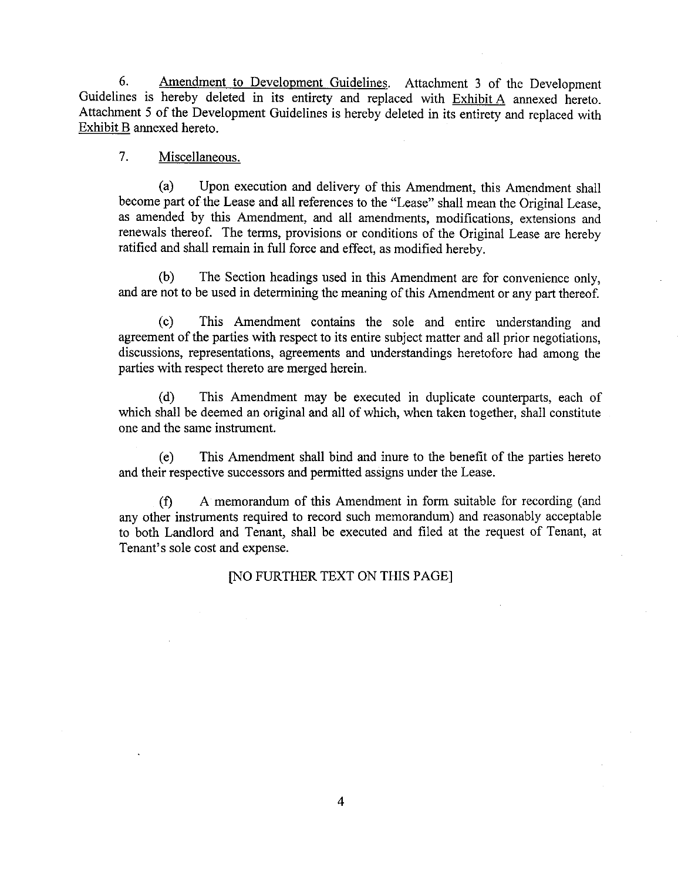6. <u>Amendment to Development Guidelines</u>. Attachment 3 of the Development Guidelines is hereby deleted in its entirety and replaced with <u>Exhibit A</u> annexed hereto. Attachment 5 of the Development Guidelines is hereby deleted in its entirety and replaced with <u>Exhibit B</u> annexed hereto.

7. <u>Miscellaneous.</u>

(a) Upon execution and delivery of this Amendment, this Amendment shall become part of the Lease and all references to the "Lease" shall mean the Original Lease, as amended by this Amendment, and all amendments, modifications, extensions and renewals thereof. The terms, provisions or conditions of the Original Lease are hereby ratified and shall remain in full force and effect, as modified hereby.

(b) The Section headings used in this Amendment are for convenience only, and are not to be used in determining the meaning of this Amendment or any part thereof.

(c) This Amendment contains the sole and entire understanding and agreement of the parties with respect to its entire subject matter and all prior negotiations, discussions, representations, agreements and understandings heretofore had among the parties with respect thereto are merged herein.

(d) This Amendment may be executed in duplicate counterparts, each of which shall be deemed an original and all of which, when taken together, shall constitute one and the same instrument.

(e) This Amendment shall bind and inure to the benefit of the parties hereto and their respective successors and permitted assigns under the Lease.

(f) A memorandum of this Amendment in form suitable for recording (and any other instruments required to record such memorandum) and reasonably acceptable to both Landlord and Tenant, shall be executed and filed at the request of Tenant, at Tenant's sole cost and expense.

[NO FURTHER TEXT ON THIS PAGE]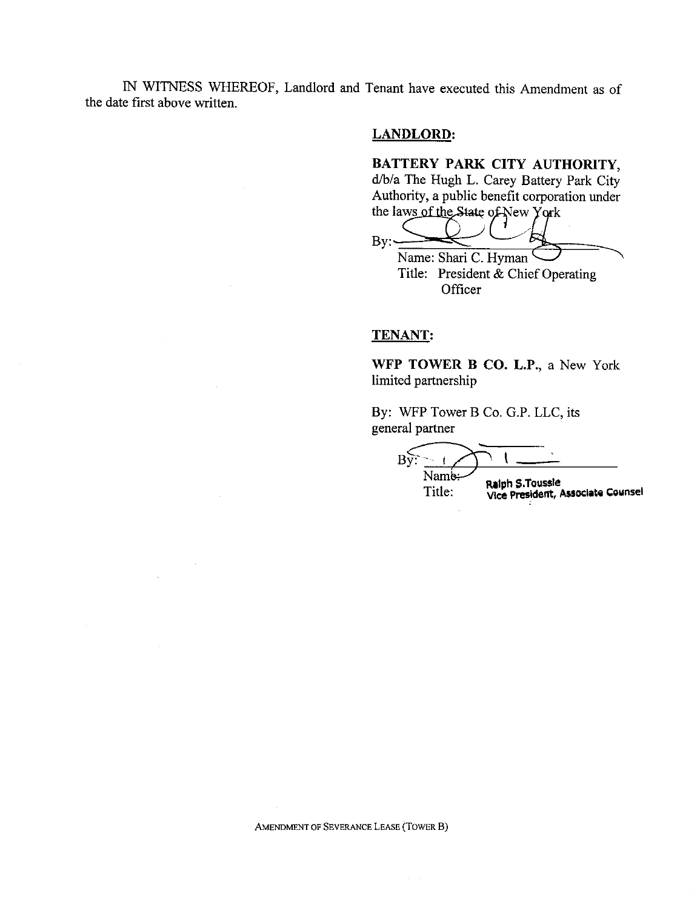IN WITNESS WHEREOF, Landlord and Tenant have executed this Amendment as of the date first above written.

**LANDLORD:**

**BATTERY PARK CITY AUTHORITY,** d/b/a The Hugh L. Carey Battery Park City Authority, a public benefit corporation under the laws of the State of New York

By: ______________________
Name: Shari C. Hyman
Title: President & Chief Operating Officer

**TENANT:**

**WFP TOWER B CO. L.P.,** a New York limited partnership

By: WFP Tower B Co. G.P. LLC, its general partner

By: ______________________
Name: Ralph S.Toussie
Title: Vice President, Associate Counsel

AMENDMENT OF SEVERANCE LEASE (TOWER B)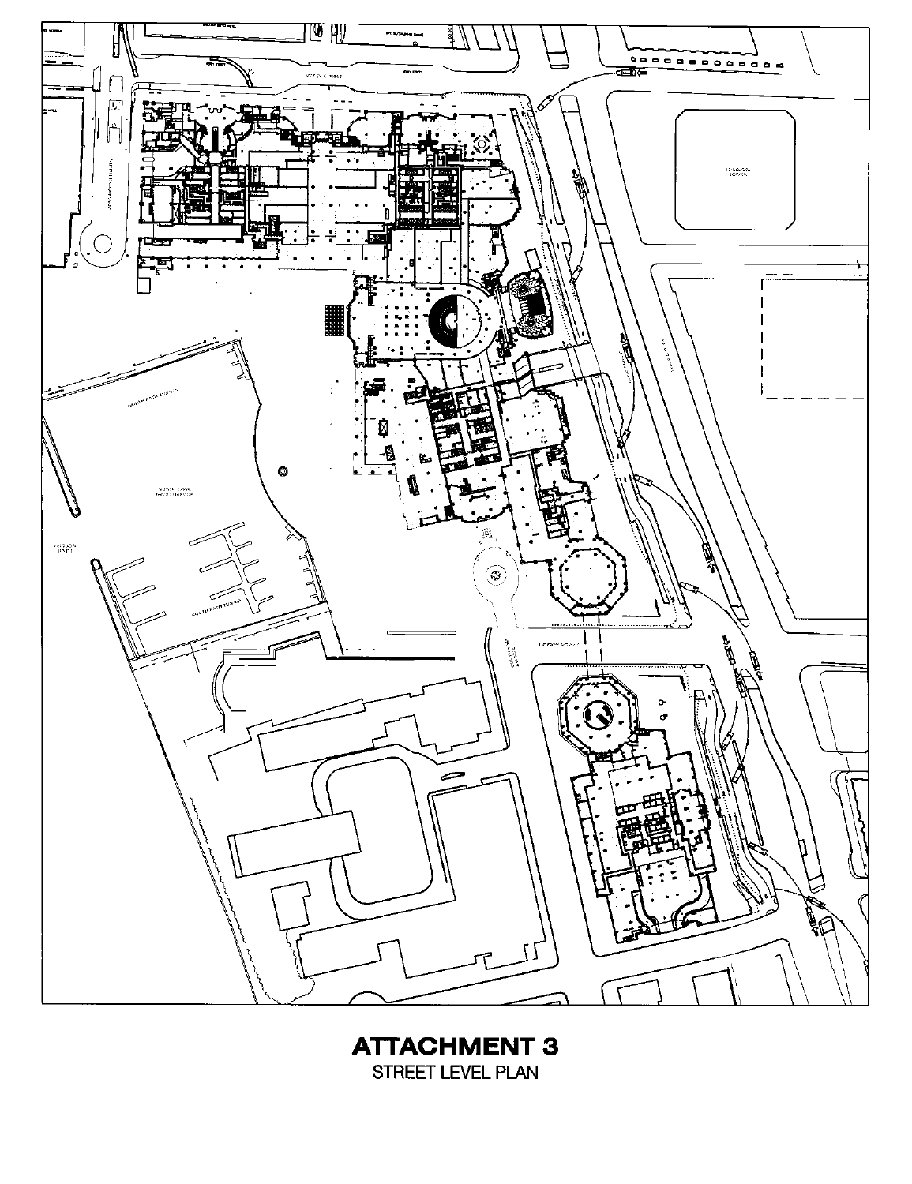# ATTACHMENT 3

STREET LEVEL PLAN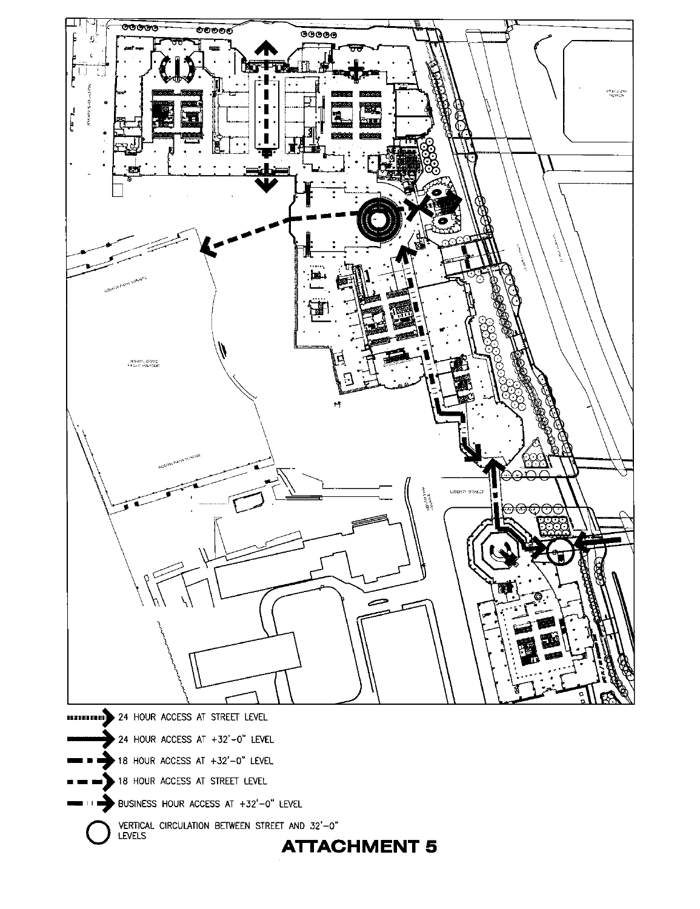24 HOUR ACCESS AT STREET LEVEL

24 HOUR ACCESS AT +32'-0" LEVEL

18 HOUR ACCESS AT +32'-0" LEVEL

18 HOUR ACCESS AT STREET LEVEL

BUSINESS HOUR ACCESS AT +32'-0" LEVEL

VERTICAL CIRCULATION BETWEEN STREET AND 32'-0" LEVELS

# ATTACHMENT 5